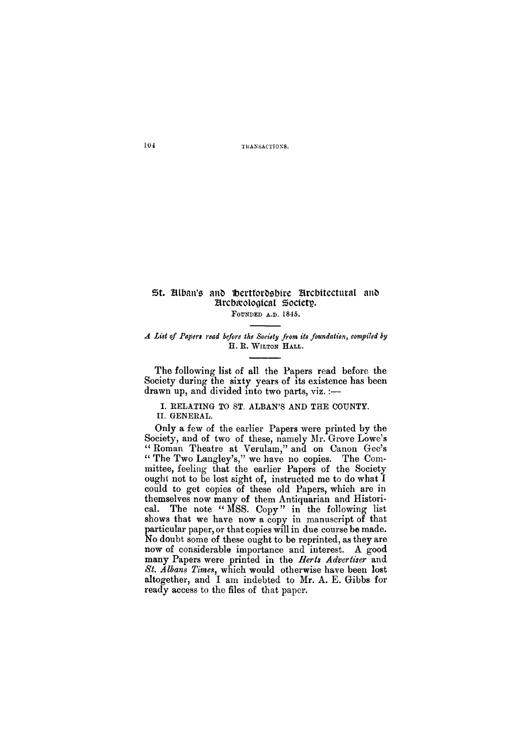# St. Alban's and Hertfordshire Architectural and Archæological Society.

FOUNDED A.D. 1845.

*A List of Papers read before the Society from its foundation, compiled by* H. R. WILTON HALL.

The following list of all the Papers read before the Society during the sixty years of its existence has been drawn up, and divided into two parts, viz. :—

I. RELATING TO ST. ALBAN'S AND THE COUNTY.
II. GENERAL.

Only a few of the earlier Papers were printed by the Society, and of two of these, namely Mr. Grove Lowe's "Roman Theatre at Verulam," and on Canon Gee's "The Two Langley's," we have no copies. The Committee, feeling that the earlier Papers of the Society ought not to be lost sight of, instructed me to do what I could to get copies of these old Papers, which are in themselves now many of them Antiquarian and Historical. The note "MSS. Copy" in the following list shows that we have now a copy in manuscript of that particular paper, or that copies will in due course be made. No doubt some of these ought to be reprinted, as they are now of considerable importance and interest. A good many Papers were printed in the *Herts Advertiser* and *St. Albans Times*, which would otherwise have been lost altogether, and I am indebted to Mr. A. E. Gibbs for ready access to the files of that paper.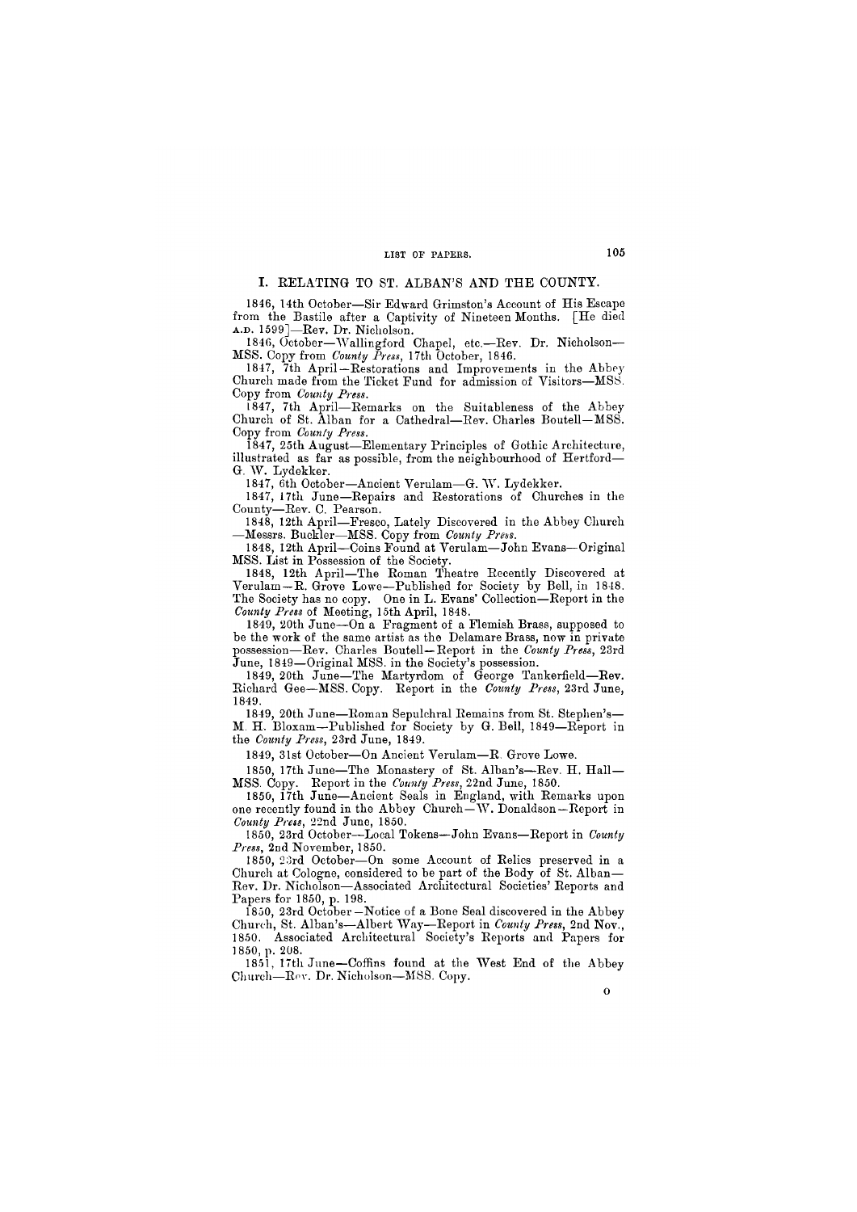## I. RELATING TO ST. ALBAN'S AND THE COUNTY.

1846, 14th October—Sir Edward Grimston's Account of His Escape from the Bastile after a Captivity of Nineteen Months. [He died A.D. 1599]—Rev. Dr. Nicholson.

1846, October—Wallingford Chapel, etc.—Rev. Dr. Nicholson—MSS. Copy from *County Press*, 17th October, 1846.

1847, 7th April—Restorations and Improvements in the Abbey Church made from the Ticket Fund for admission of Visitors—MSS. Copy from *County Press*.

1847, 7th April—Remarks on the Suitableness of the Abbey Church of St. Alban for a Cathedral—Rev. Charles Boutell—MSS. Copy from *County Press*.

1847, 25th August—Elementary Principles of Gothic Architecture, illustrated as far as possible, from the neighbourhood of Hertford—G. W. Lydekker.

1847, 6th October—Ancient Verulam—G. W. Lydekker.

1847, 17th June—Repairs and Restorations of Churches in the County—Rev. C. Pearson.

1848, 12th April—Fresco, Lately Discovered in the Abbey Church—Messrs. Buckler—MSS. Copy from *County Press*.

1848, 12th April—Coins Found at Verulam—John Evans—Original MSS. List in Possession of the Society.

1848, 12th April—The Roman Theatre Recently Discovered at Verulam—R. Grove Lowe—Published for Society by Bell, in 1848. The Society has no copy. One in L. Evans' Collection—Report in the *County Press* of Meeting, 15th April, 1848.

1849, 20th June—On a Fragment of a Flemish Brass, supposed to be the work of the same artist as the Delamare Brass, now in private possession—Rev. Charles Boutell—Report in the *County Press*, 23rd June, 1849—Original MSS. in the Society's possession.

1849, 20th June—The Martyrdom of George Tankerfield—Rev. Richard Gee—MSS. Copy. Report in the *County Press*, 23rd June, 1849.

1849, 20th June—Roman Sepulchral Remains from St. Stephen's—M. H. Bloxam—Published for Society by G. Bell, 1849—Report in the *County Press*, 23rd June, 1849.

1849, 31st October—On Ancient Verulam—R. Grove Lowe.

1850, 17th June—The Monastery of St. Alban's—Rev. H. Hall—MSS. Copy. Report in the *County Press*, 22nd June, 1850.

1850, 17th June—Ancient Seals in England, with Remarks upon one recently found in the Abbey Church—W. Donaldson—Report in *County Press*, 22nd June, 1850.

1850, 23rd October—Local Tokens—John Evans—Report in *County Press*, 2nd November, 1850.

1850, 23rd October—On some Account of Relics preserved in a Church at Cologne, considered to be part of the Body of St. Alban—Rev. Dr. Nicholson—Associated Architectural Societies' Reports and Papers for 1850, p. 198.

1850, 23rd October—Notice of a Bone Seal discovered in the Abbey Church, St. Alban's—Albert Way—Report in *County Press*, 2nd Nov., 1850. Associated Architectural Society's Reports and Papers for 1850, p. 208.

1851, 17th June—Coffins found at the West End of the Abbey Church—Rev. Dr. Nicholson—MSS. Copy.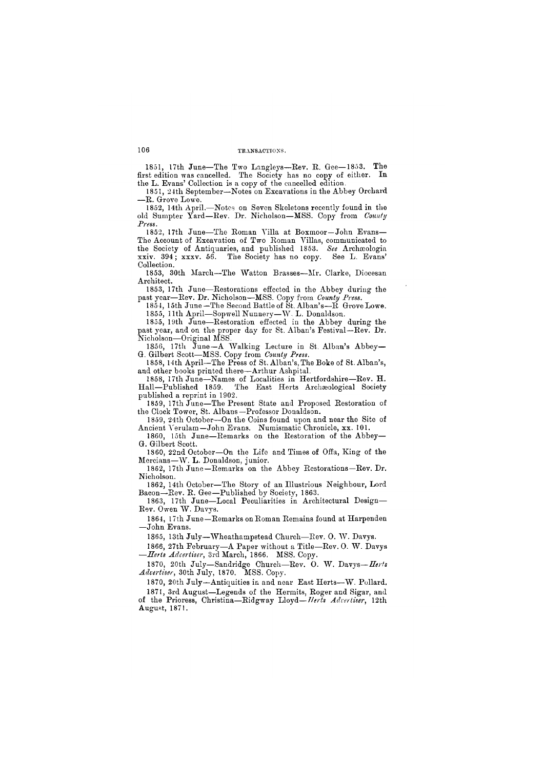1851, 17th June—The Two Langleys—Rev. R. Gee—1853. The first edition was cancelled. The Society has no copy of either. In the L. Evans' Collection is a copy of the cancelled edition.

1851, 24th September—Notes on Excavations in the Abbey Orchard—R. Grove Lowe.

1852, 14th April.—Notes on Seven Skeletons recently found in the old Sumpter Yard—Rev. Dr. Nicholson—MSS. Copy from *County Press*.

1852, 17th June—The Roman Villa at Boxmoor—John Evans—The Account of Excavation of Two Roman Villas, communicated to the Society of Antiquaries, and published 1853. *See* Archæologia xxiv. 394; xxxv. 56. The Society has no copy. See L. Evans' Collection.

1853, 30th March—The Watton Brasses—Mr. Clarke, Diocesan Architect.

1853, 17th June—Restorations effected in the Abbey during the past year—Rev. Dr. Nicholson—MSS. Copy from *County Press*.

1854, 15th June—The Second Battle of St. Alban's—R Grove Lowe.

1855, 11th April—Sopwell Nunnery—W. L. Donaldson.

1855, 19th June—Restoration effected in the Abbey during the past year, and on the proper day for St. Alban's Festival—Rev. Dr. Nicholson—Original MSS.

1856, 17th June—A Walking Lecture in St. Alban's Abbey—G. Gilbert Scott—MSS. Copy from *County Press*.

1858, 14th April—The Press of St. Alban's, The Boke of St. Alban's, and other books printed there—Arthur Ashpital.

1858, 17th June—Names of Localities in Hertfordshire—Rev. H. Hall—Published 1859. The East Herts Archæological Society published a reprint in 1902.

1859, 17th June—The Present State and Proposed Restoration of the Clock Tower, St. Albans—Professor Donaldson.

1859, 24th October—On the Coins found upon and near the Site of Ancient Verulam—John Evans. Numismatic Chronicle, xx. 101.

1860, 15th June—Remarks on the Restoration of the Abbey—G. Gilbert Scott.

1860, 22nd October—On the Life and Times of Offa, King of the Mercians—W. L. Donaldson, junior.

1862, 17th June—Remarks on the Abbey Restorations—Rev. Dr. Nicholson.

1862, 14th October—The Story of an Illustrious Neighbour, Lord Bacon—Rev. R. Gee—Published by Society, 1863.

1863, 17th June—Local Peculiarities in Architectural Design—Rev. Owen W. Davys.

1864, 17th June—Remarks on Roman Remains found at Harpenden—John Evans.

1865, 13th July—Wheathampstead Church—Rev. O. W. Davys.

1866, 27th February—A Paper without a Title—Rev. O. W. Davys—*Herts Advertiser*, 3rd March, 1866. MSS. Copy.

1870, 20th July—Sandridge Church—Rev. O. W. Davys—*Herts Advertiser*, 30th July, 1870. MSS. Copy.

1870, 20th July—Antiquities in and near East Herts—W. Pollard.

1871, 3rd August—Legends of the Hermits, Roger and Sigar, and of the Prioress, Christina—Ridgway Lloyd—*Herts Advertiser*, 12th August, 1871.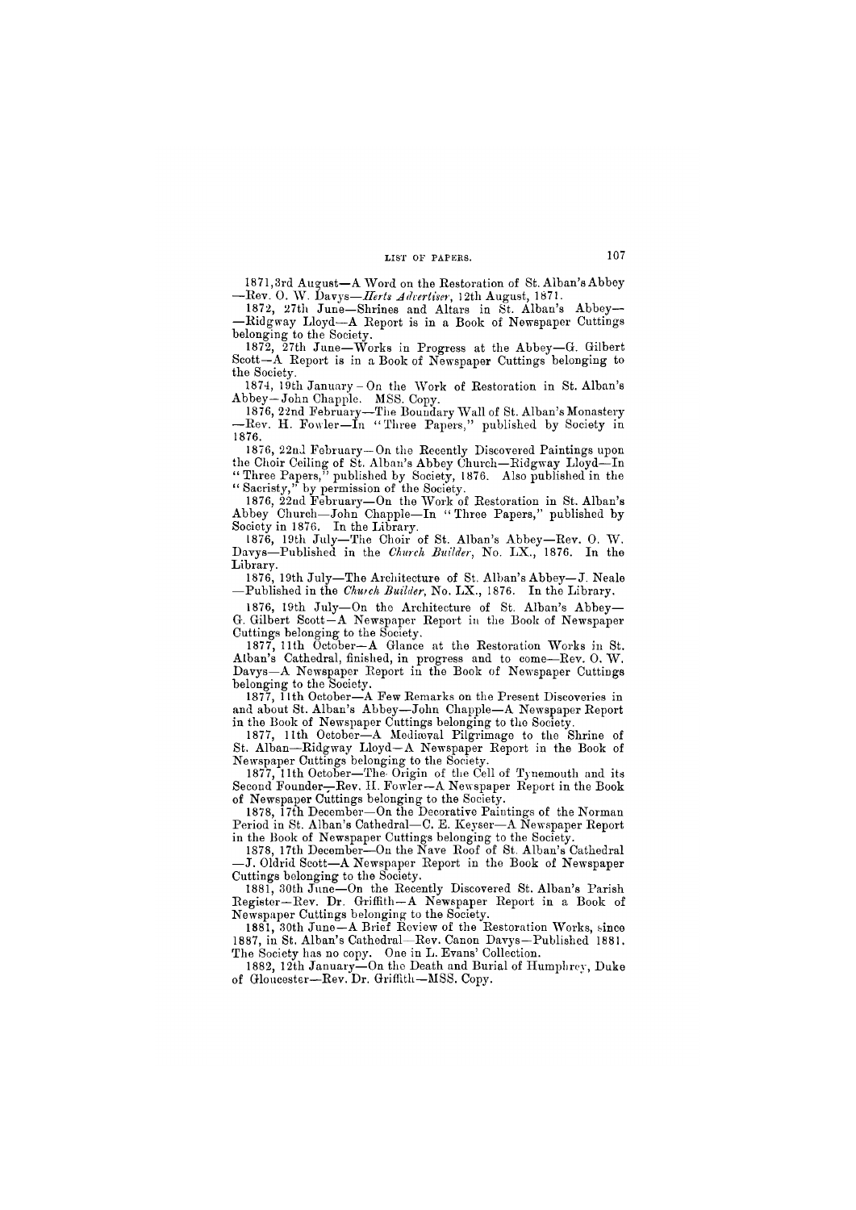1871, 3rd August—A Word on the Restoration of St. Alban's Abbey—Rev. O. W. Davys—*Herts Advertiser*, 12th August, 1871.

1872, 27th June—Shrines and Altars in St. Alban's Abbey—Ridgway Lloyd—A Report is in a Book of Newspaper Cuttings belonging to the Society.

1872, 27th June—Works in Progress at the Abbey—G. Gilbert Scott—A Report is in a Book of Newspaper Cuttings belonging to the Society.

1874, 19th January—On the Work of Restoration in St. Alban's Abbey—John Chapple. MSS. Copy.

1876, 22nd February—The Boundary Wall of St. Alban's Monastery—Rev. H. Fowler—In "Three Papers," published by Society in 1876.

1876, 22nd February—On the Recently Discovered Paintings upon the Choir Ceiling of St. Alban's Abbey Church—Ridgway Lloyd—In "Three Papers," published by Society, 1876. Also published in the "Sacristy," by permission of the Society.

1876, 22nd February—On the Work of Restoration in St. Alban's Abbey Church—John Chapple—In "Three Papers," published by Society in 1876. In the Library.

1876, 19th July—The Choir of St. Alban's Abbey—Rev. O. W. Davys—Published in the *Church Builder*, No. LX., 1876. In the Library.

1876, 19th July—The Architecture of St. Alban's Abbey—J. Neale—Published in the *Church Builder*, No. LX., 1876. In the Library.

1876, 19th July—On the Architecture of St. Alban's Abbey—G. Gilbert Scott—A Newspaper Report in the Book of Newspaper Cuttings belonging to the Society.

1877, 11th October—A Glance at the Restoration Works in St. Alban's Cathedral, finished, in progress and to come—Rev. O. W. Davys—A Newspaper Report in the Book of Newspaper Cuttings belonging to the Society.

1877, 11th October—A Few Remarks on the Present Discoveries in and about St. Alban's Abbey—John Chapple—A Newspaper Report in the Book of Newspaper Cuttings belonging to the Society.

1877, 11th October—A Mediæval Pilgrimage to the Shrine of St. Alban—Ridgway Lloyd—A Newspaper Report in the Book of Newspaper Cuttings belonging to the Society.

1877, 11th October—The Origin of the Cell of Tynemouth and its Second Founder—Rev. H. Fowler—A Newspaper Report in the Book of Newspaper Cuttings belonging to the Society.

1878, 17th December—On the Decorative Paintings of the Norman Period in St. Alban's Cathedral—C. E. Keyser—A Newspaper Report in the Book of Newspaper Cuttings belonging to the Society.

1878, 17th December—On the Nave Roof of St. Alban's Cathedral—J. Oldrid Scott—A Newspaper Report in the Book of Newspaper Cuttings belonging to the Society.

1881, 30th June—On the Recently Discovered St. Alban's Parish Register—Rev. Dr. Griffith—A Newspaper Report in a Book of Newspaper Cuttings belonging to the Society.

1881, 30th June—A Brief Review of the Restoration Works, since 1887, in St. Alban's Cathedral—Rev. Canon Davys—Published 1881. The Society has no copy. One in L. Evans' Collection.

1882, 12th January—On the Death and Burial of Humphrey, Duke of Gloucester—Rev. Dr. Griffith—MSS. Copy.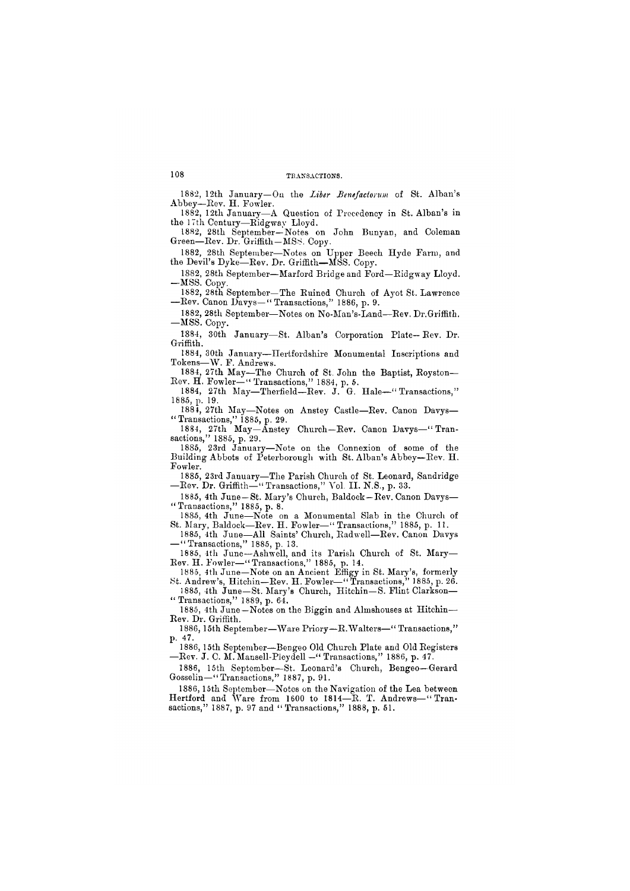1882, 12th January—On the *Liber Benefactorum* of St. Alban's Abbey—Rev. H. Fowler.

1882, 12th January—A Question of Precedency in St. Alban's in the 17th Century—Ridgway Lloyd.

1882, 28th September—Notes on John Bunyan, and Coleman Green—Rev. Dr. Griffith—MSS. Copy.

1882, 28th September—Notes on Upper Beech Hyde Farm, and the Devil's Dyke—Rev. Dr. Griffith—MSS. Copy.

1882, 28th September—Marford Bridge and Ford—Ridgway Lloyd. —MSS. Copy.

1882, 28th September—The Ruined Church of Ayot St. Lawrence —Rev. Canon Davys—"Transactions," 1886, p. 9.

1882, 28th September—Notes on No-Man's-Land—Rev. Dr. Griffith. —MSS. Copy.

1884, 30th January—St. Alban's Corporation Plate—Rev. Dr. Griffith.

1884, 30th January—Hertfordshire Monumental Inscriptions and Tokens—W. F. Andrews.

1884, 27th May—The Church of St. John the Baptist, Royston—Rev. H. Fowler—"Transactions," 1884, p. 5.

1884, 27th May—Therfield—Rev. J. G. Hale—"Transactions," 1885, p. 19.

1884, 27th May—Notes on Anstey Castle—Rev. Canon Davys—"Transactions," 1885, p. 29.

1884, 27th May—Anstey Church—Rev. Canon Davys—"Transactions," 1885, p. 29.

1885, 23rd January—Note on the Connexion of some of the Building Abbots of Peterborough with St. Alban's Abbey—Rev. H. Fowler.

1885, 23rd January—The Parish Church of St. Leonard, Sandridge —Rev. Dr. Griffith—"Transactions," Vol. II. N.S., p. 33.

1885, 4th June—St. Mary's Church, Baldock—Rev. Canon Davys—"Transactions," 1885, p. 8.

1885, 4th June—Note on a Monumental Slab in the Church of St. Mary, Baldock—Rev. H. Fowler—"Transactions," 1885, p. 11.

1885, 4th June—All Saints' Church, Radwell—Rev. Canon Davys —"Transactions," 1885, p. 13.

1885, 4th June—Ashwell, and its Parish Church of St. Mary—Rev. H. Fowler—"Transactions," 1885, p. 14.

1885, 4th June—Note on an Ancient Effigy in St. Mary's, formerly St. Andrew's, Hitchin—Rev. H. Fowler—"Transactions," 1885, p. 26.

1885, 4th June—St. Mary's Church, Hitchin—S. Flint Clarkson—"Transactions," 1889, p. 64.

1885, 4th June—Notes on the Biggin and Almshouses at Hitchin—Rev. Dr. Griffith.

1886, 15th September—Ware Priory—R. Walters—"Transactions," p. 47.

1886, 15th September—Bengeo Old Church Plate and Old Registers —Rev. J. C. M. Mansell-Pleydell—"Transactions," 1886, p. 47.

1886, 15th September—St. Leonard's Church, Bengeo—Gerard Gosselin—"Transactions," 1887, p. 91.

1886, 15th September—Notes on the Navigation of the Lea between Hertford and Ware from 1600 to 1814—R. T. Andrews—"Transactions," 1887, p. 97 and "Transactions," 1888, p. 51.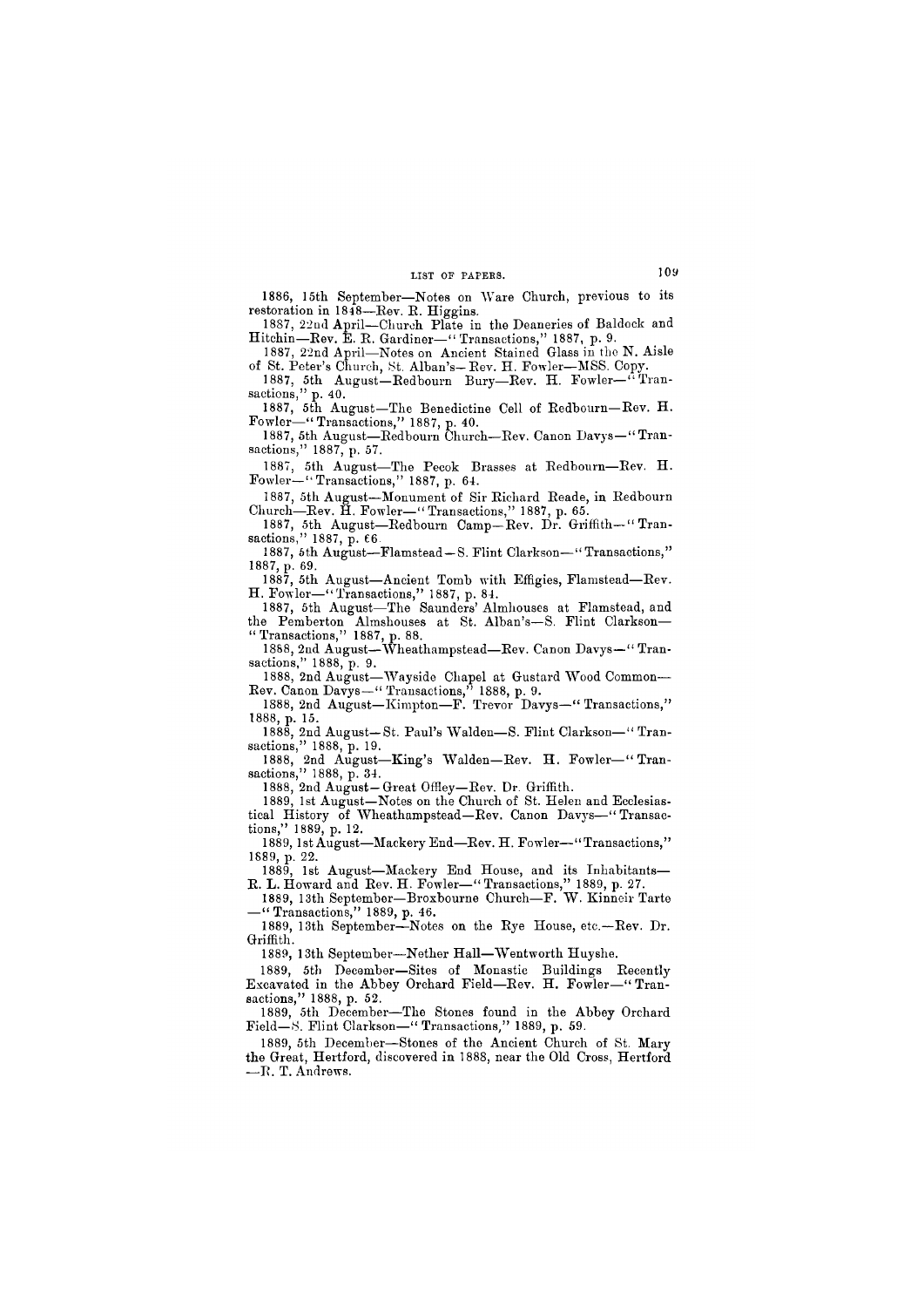1886, 15th September—Notes on Ware Church, previous to its restoration in 1848—Rev. R. Higgins.

1887, 22nd April—Church Plate in the Deaneries of Baldock and Hitchin—Rev. E. R. Gardiner—"Transactions," 1887, p. 9.

1887, 22nd April—Notes on Ancient Stained Glass in the N. Aisle of St. Peter's Church, St. Alban's—Rev. H. Fowler—MSS. Copy.

1887, 5th August—Redbourn Bury—Rev. H. Fowler—"Transactions," p. 40.

1887, 5th August—The Benedictine Cell of Redbourn—Rev. H. Fowler—"Transactions," 1887, p. 40.

1887, 5th August—Redbourn Church—Rev. Canon Davys—"Transactions," 1887, p. 57.

1887, 5th August—The Pecok Brasses at Redbourn—Rev. H. Fowler—"Transactions," 1887, p. 64.

1887, 5th August—Monument of Sir Richard Reade, in Redbourn Church—Rev. H. Fowler—"Transactions," 1887, p. 65.

1887, 5th August—Redbourn Camp—Rev. Dr. Griffith—"Transactions," 1887, p. 66.

1887, 5th August—Flamstead—S. Flint Clarkson—"Transactions," 1887, p. 69.

1887, 5th August—Ancient Tomb with Effigies, Flamstead—Rev. H. Fowler—"Transactions," 1887, p. 84.

1887, 5th August—The Saunders' Almhouses at Flamstead, and the Pemberton Almshouses at St. Alban's—S. Flint Clarkson—"Transactions," 1887, p. 88.

1888, 2nd August—Wheathampstead—Rev. Canon Davys—"Transactions," 1888, p. 9.

1888, 2nd August—Wayside Chapel at Gustard Wood Common—Rev. Canon Davys—"Transactions," 1888, p. 9.

1888, 2nd August—Kimpton—F. Trevor Davys—"Transactions," 1888, p. 15.

1888, 2nd August—St. Paul's Walden—S. Flint Clarkson—"Transactions," 1888, p. 19.

1888, 2nd August—King's Walden—Rev. H. Fowler—"Transactions," 1888, p. 34.

1888, 2nd August—Great Offley—Rev. Dr. Griffith.

1889, 1st August—Notes on the Church of St. Helen and Ecclesiastical History of Wheathampstead—Rev. Canon Davys—"Transactions," 1889, p. 12.

1889, 1st August—Mackery End—Rev. H. Fowler—"Transactions," 1889, p. 22.

1889, 1st August—Mackery End House, and its Inhabitants—R. L. Howard and Rev. H. Fowler—"Transactions," 1889, p. 27.

1889, 13th September—Broxbourne Church—F. W. Kinneir Tarte—"Transactions," 1889, p. 46.

1889, 13th September—Notes on the Rye House, etc.—Rev. Dr. Griffith.

1889, 13th September—Nether Hall—Wentworth Huyshe.

1889, 5th December—Sites of Monastic Buildings Recently Excavated in the Abbey Orchard Field—Rev. H. Fowler—"Transactions," 1888, p. 52.

1889, 5th December—The Stones found in the Abbey Orchard Field—S. Flint Clarkson—"Transactions," 1889, p. 59.

1889, 5th December—Stones of the Ancient Church of St. Mary the Great, Hertford, discovered in 1888, near the Old Cross, Hertford—R. T. Andrews.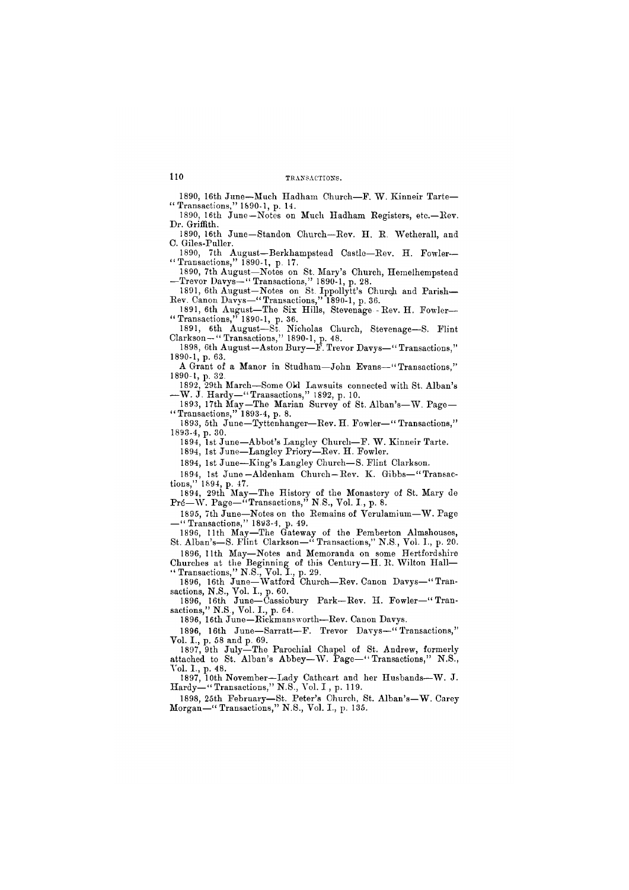1890, 16th June—Much Hadham Church—F. W. Kinneir Tarte—"Transactions," 1890-1, p. 14.

1890, 16th June—Notes on Much Hadham Registers, etc.—Rev. Dr. Griffith.

1890, 16th June—Standon Church—Rev. H. R. Wetherall, and C. Giles-Puller.

1890, 7th August—Berkhampstead Castle—Rev. H. Fowler—"Transactions," 1890-1, p. 17.

1890, 7th August—Notes on St. Mary's Church, Hemelhempstead—Trevor Davys—"Transactions," 1890-1, p. 28.

1891, 6th August—Notes on St. Ippollytt's Church and Parish—Rev. Canon Davys—"Transactions," 1890-1, p. 36.

1891, 6th August—The Six Hills, Stevenage—Rev. H. Fowler—"Transactions," 1890-1, p. 36.

1891, 6th August—St. Nicholas Church, Stevenage—S. Flint Clarkson—"Transactions," 1890-1, p. 48.

1898, 6th August—Aston Bury—F. Trevor Davys—"Transactions," 1890-1, p. 63.

A Grant of a Manor in Studham—John Evans—"Transactions," 1890-1, p. 32.

1892, 29th March—Some Old Lawsuits connected with St. Alban's—W. J. Hardy—"Transactions," 1892, p. 10.

1893, 17th May—The Marian Survey of St. Alban's—W. Page—"Transactions," 1893-4, p. 8.

1893, 5th June—Tyttenhanger—Rev. H. Fowler—"Transactions," 1893-4, p. 30.

1894, 1st June—Abbot's Langley Church—F. W. Kinneir Tarte.

1894, 1st June—Langley Priory—Rev. H. Fowler.

1894, 1st June—King's Langley Church—S. Flint Clarkson.

1894, 1st June—Aldenham Church—Rev. K. Gibbs—"Transactions," 1894, p. 47.

1894, 29th May—The History of the Monastery of St. Mary de Pré—W. Page—"Transactions," N.S., Vol. I., p. 8.

1895, 7th June—Notes on the Remains of Verulamium—W. Page—"Transactions," 1893-4, p. 49.

1896, 11th May—The Gateway of the Pemberton Almshouses, St. Alban's—S. Flint Clarkson—"Transactions," N.S., Vol. I., p. 20.

1896, 11th May—Notes and Memoranda on some Hertfordshire Churches at the Beginning of this Century—H. R. Wilton Hall—"Transactions," N.S., Vol. I., p. 29.

1896, 16th June—Watford Church—Rev. Canon Davys—"Transactions, N.S., Vol. I., p. 60.

1896, 16th June—Cassiobury Park—Rev. H. Fowler—"Transactions," N.S., Vol. I., p. 64.

1896, 16th June—Rickmansworth—Rev. Canon Davys.

1896, 16th June—Sarratt—F. Trevor Davys—"Transactions," Vol. I., p. 58 and p. 69.

1897, 9th July—The Parochial Chapel of St. Andrew, formerly attached to St. Alban's Abbey—W. Page—"Transactions," N.S., Vol. I., p. 48.

1897, 10th November—Lady Cathcart and her Husbands—W. J. Hardy—"Transactions," N.S., Vol. I., p. 119.

1898, 25th February—St. Peter's Church, St. Alban's—W. Carey Morgan—"Transactions," N.S., Vol. I., p. 135.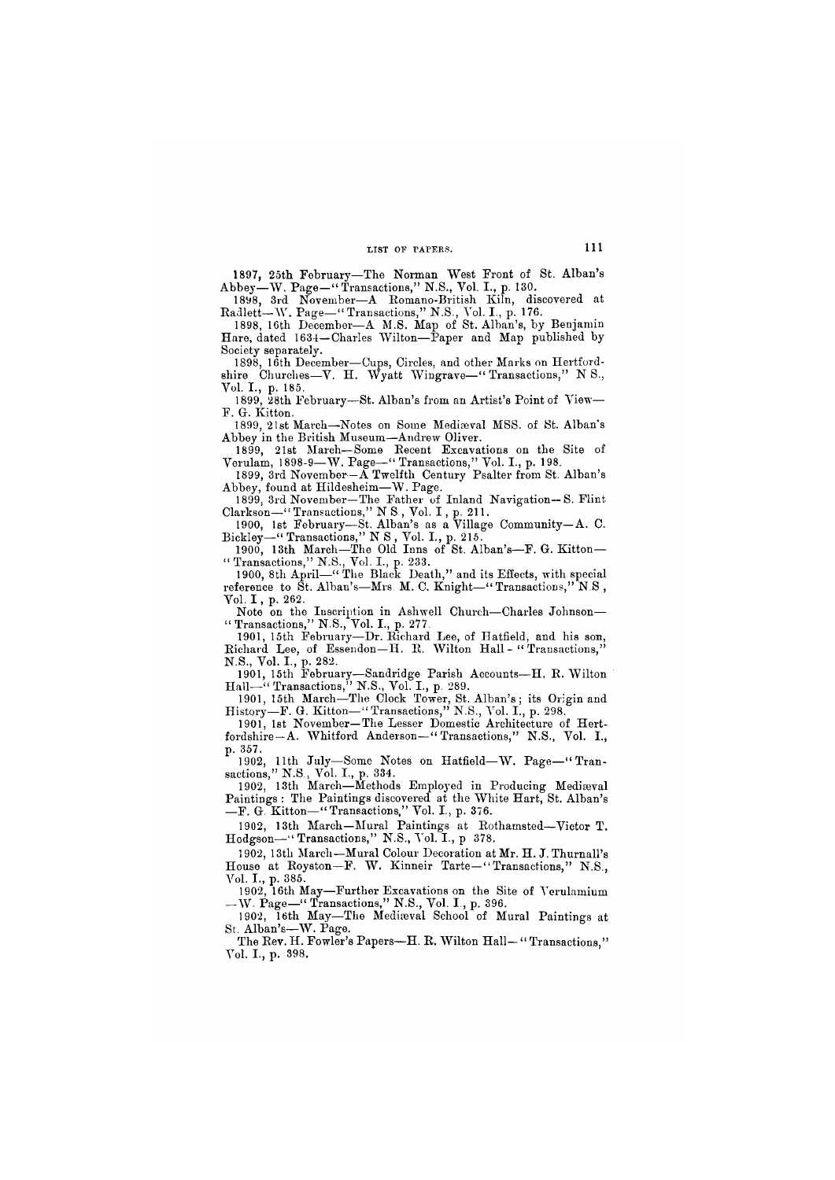1897, 25th February—The Norman West Front of St. Alban's Abbey—W. Page—"Transactions," N.S., Vol. I., p. 130.

1898, 3rd November—A Romano-British Kiln, discovered at Radlett—W. Page—"Transactions," N.S., Vol. I., p. 176.

1898, 16th December—A M.S. Map of St. Alban's, by Benjamin Hare, dated 1634—Charles Wilton—Paper and Map published by Society separately.

1898, 16th December—Cups, Circles, and other Marks on Hertfordshire Churches—V. H. Wyatt Wingrave—"Transactions," N.S., Vol. I., p. 185.

1899, 28th February—St. Alban's from an Artist's Point of View—F. G. Kitton.

1899, 21st March—Notes on Some Mediæval MSS. of St. Alban's Abbey in the British Museum—Andrew Oliver.

1899, 21st March—Some Recent Excavations on the Site of Verulam, 1898-9—W. Page—"Transactions," Vol. I., p. 198.

1899, 3rd November—A Twelfth Century Psalter from St. Alban's Abbey, found at Hildesheim—W. Page.

1899, 3rd November—The Father of Inland Navigation—S. Flint Clarkson—"Transactions," N.S., Vol. I., p. 211.

1900, 1st February—St. Alban's as a Village Community—A. C. Bickley—"Transactions," N.S., Vol. I., p. 215.

1900, 13th March—The Old Inns of St. Alban's—F. G. Kitton—"Transactions," N.S., Vol. I., p. 233.

1900, 8th April—"The Black Death," and its Effects, with special reference to St. Alban's—Mrs. M. C. Knight—"Transactions," N.S., Vol. I., p. 262.

Note on the Inscription in Ashwell Church—Charles Johnson—"Transactions," N.S., Vol. I., p. 277.

1901, 15th February—Dr. Richard Lee, of Hatfield, and his son, Richard Lee, of Essendon—H. R. Wilton Hall—"Transactions," N.S., Vol. I., p. 282.

1901, 15th February—Sandridge Parish Accounts—H. R. Wilton Hall—"Transactions," N.S., Vol. I., p. 289.

1901, 15th March—The Clock Tower, St. Alban's; its Origin and History—F. G. Kitton—"Transactions," N.S., Vol. I., p. 298.

1901, 1st November—The Lesser Domestic Architecture of Hertfordshire—A. Whitford Anderson—"Transactions," N.S., Vol. I., p. 357.

1902, 11th July—Some Notes on Hatfield—W. Page—"Transactions," N.S., Vol. I., p. 334.

1902, 13th March—Methods Employed in Producing Mediæval Paintings: The Paintings discovered at the White Hart, St. Alban's—F. G. Kitton—"Transactions," Vol. I., p. 376.

1902, 13th March—Mural Paintings at Rothamsted—Victor T. Hodgson—"Transactions," N.S., Vol. I., p. 378.

1902, 13th March—Mural Colour Decoration at Mr. H. J. Thurnall's House at Royston—F. W. Kinneir Tarte—"Transactions," N.S., Vol. I., p. 385.

1902, 16th May—Further Excavations on the Site of Verulamium—W. Page—"Transactions," N.S., Vol. I., p. 396.

1902, 16th May—The Mediæval School of Mural Paintings at St. Alban's—W. Page.

The Rev. H. Fowler's Papers—H. R. Wilton Hall—"Transactions," Vol. I., p. 398.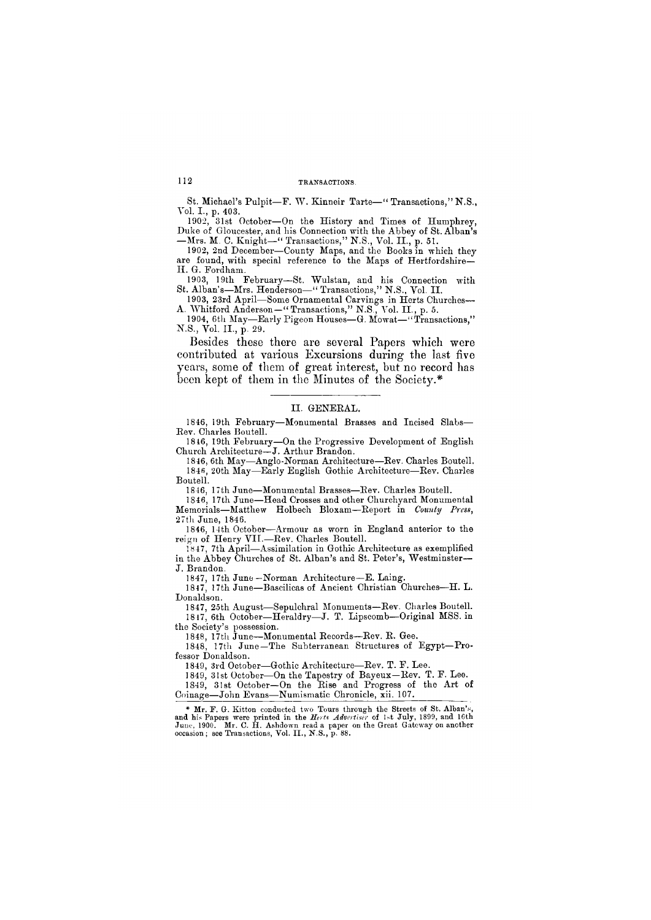St. Michael's Pulpit—F. W. Kinneir Tarte—"Transactions," N.S., Vol. I., p. 403.

1902, 31st October—On the History and Times of Humphrey, Duke of Gloucester, and his Connection with the Abbey of St. Alban's —Mrs. M. C. Knight—"Transactions," N.S., Vol. II., p. 51.

1902, 2nd December—County Maps, and the Books in which they are found, with special reference to the Maps of Hertfordshire—H. G. Fordham.

1903, 19th February—St. Wulstan, and his Connection with St. Alban's—Mrs. Henderson—"Transactions," N.S., Vol. II.

1903, 23rd April—Some Ornamental Carvings in Herts Churches—A. Whitford Anderson—"Transactions," N.S., Vol. II., p. 5.

1904, 6th May—Early Pigeon Houses—G. Mowat—"Transactions," N.S., Vol. II., p. 29.

Besides these there are several Papers which were contributed at various Excursions during the last five years, some of them of great interest, but no record has been kept of them in the Minutes of the Society.*

## II. GENERAL.

1846, 19th February—Monumental Brasses and Incised Slabs—Rev. Charles Boutell.

1846, 19th February—On the Progressive Development of English Church Architecture—J. Arthur Brandon.

1846, 6th May—Anglo-Norman Architecture—Rev. Charles Boutell.

1846, 20th May—Early English Gothic Architecture—Rev. Charles Boutell.

1846, 17th June—Monumental Brasses—Rev. Charles Boutell.

1846, 17th June—Head Crosses and other Churchyard Monumental Memorials—Matthew Holbech Bloxam—Report in *County Press*, 27th June, 1846.

1846, 14th October—Armour as worn in England anterior to the reign of Henry VII.—Rev. Charles Boutell.

1847, 7th April—Assimilation in Gothic Architecture as exemplified in the Abbey Churches of St. Alban's and St. Peter's, Westminster—J. Brandon.

1847, 17th June—Norman Architecture—E. Laing.

1847, 17th June—Bascilicas of Ancient Christian Churches—H. L. Donaldson.

1847, 25th August—Sepulchral Monuments—Rev. Charles Boutell.

1847, 6th October—Heraldry—J. T. Lipscomb—Original MSS. in the Society's possession.

1848, 17th June—Monumental Records—Rev. R. Gee.

1848, 17th June—The Subterranean Structures of Egypt—Professor Donaldson.

1849, 3rd October—Gothic Architecture—Rev. T. F. Lee.

1849, 31st October—On the Tapestry of Bayeux—Rev. T. F. Lee.

1849, 31st October—On the Rise and Progress of the Art of Coinage—John Evans—Numismatic Chronicle, xii. 107.

---

* Mr. F. G. Kitton conducted two Tours through the Streets of St. Alban's, and his Papers were printed in the *Herts Advertiser* of 1st July, 1899, and 16th June, 1900. Mr. C. H. Ashdown read a paper on the Great Gateway on another occasion; see Transactions, Vol. II., N.S., p. 88.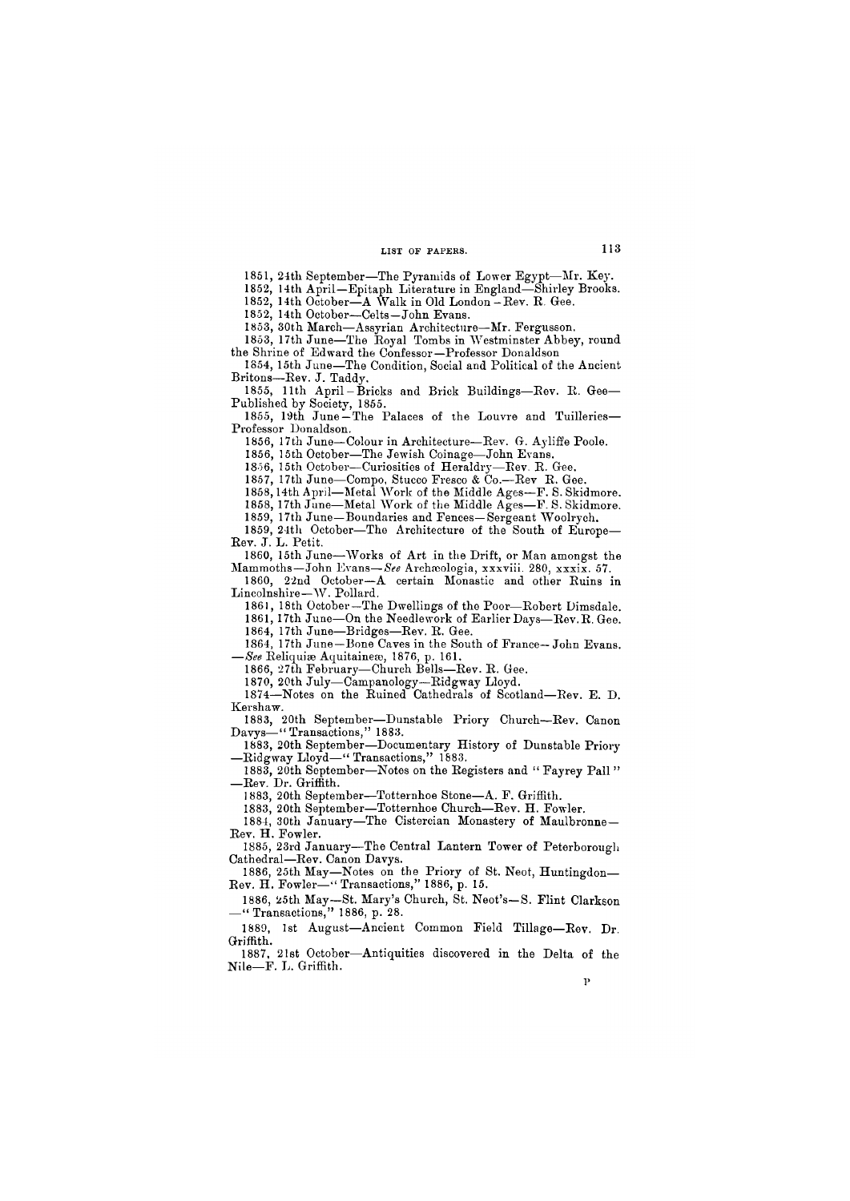1851, 24th September—The Pyramids of Lower Egypt—Mr. Key.

1852, 14th April—Epitaph Literature in England—Shirley Brooks.

1852, 14th October—A Walk in Old London—Rev. R. Gee.

1852, 14th October—Celts—John Evans.

1853, 30th March—Assyrian Architecture—Mr. Fergusson.

1853, 17th June—The Royal Tombs in Westminster Abbey, round the Shrine of Edward the Confessor—Professor Donaldson

1854, 15th June—The Condition, Social and Political of the Ancient Britons—Rev. J. Taddy.

1855, 11th April—Bricks and Brick Buildings—Rev. R. Gee—Published by Society, 1855.

1855, 19th June—The Palaces of the Louvre and Tuilleries—Professor Donaldson.

1856, 17th June—Colour in Architecture—Rev. G. Ayliffe Poole.

1856, 15th October—The Jewish Coinage—John Evans.

1856, 15th October—Curiosities of Heraldry—Rev. R. Gee.

1857, 17th June—Compo, Stucco Fresco & Co.—Rev R. Gee.

1858, 14th April—Metal Work of the Middle Ages—F. S. Skidmore.

1858, 17th June—Metal Work of the Middle Ages—F. S. Skidmore.

1859, 17th June—Boundaries and Fences—Sergeant Woolrych.

1859, 24th October—The Architecture of the South of Europe—Rev. J. L. Petit.

1860, 15th June—Works of Art in the Drift, or Man amongst the Mammoths—John Evans—*See* Archæologia, xxxviii. 280, xxxix. 57.

1860, 22nd October—A certain Monastic and other Ruins in Lincolnshire—W. Pollard.

1861, 18th October—The Dwellings of the Poor—Robert Dimsdale.

1861, 17th June—On the Needlework of Earlier Days—Rev. R. Gee.

1864, 17th June—Bridges—Rev. R. Gee.

1864, 17th June—Bone Caves in the South of France—John Evans. —*See* Reliquiæ Aquitaineæ, 1876, p. 161.

1866, 27th February—Church Bells—Rev. R. Gee.

1870, 20th July—Campanology—Ridgway Lloyd.

1874—Notes on the Ruined Cathedrals of Scotland—Rev. E. D. Kershaw.

1883, 20th September—Dunstable Priory Church—Rev. Canon Davys—"Transactions," 1883.

1883, 20th September—Documentary History of Dunstable Priory—Ridgway Lloyd—"Transactions," 1883.

1883, 20th September—Notes on the Registers and "Fayrey Pall"—Rev. Dr. Griffith.

1883, 20th September—Totternhoe Stone—A. F. Griffith.

1883, 20th September—Totternhoe Church—Rev. H. Fowler.

1884, 30th January—The Cistercian Monastery of Maulbronne—Rev. H. Fowler.

1885, 23rd January—The Central Lantern Tower of Peterborough Cathedral—Rev. Canon Davys.

1886, 25th May—Notes on the Priory of St. Neot, Huntingdon—Rev. H. Fowler—"Transactions," 1886, p. 15.

1886, 25th May—St. Mary's Church, St. Neot's—S. Flint Clarkson—"Transactions," 1886, p. 28.

1889, 1st August—Ancient Common Field Tillage—Rev. Dr. Griffith.

1887, 21st October—Antiquities discovered in the Delta of the Nile—F. L. Griffith.

P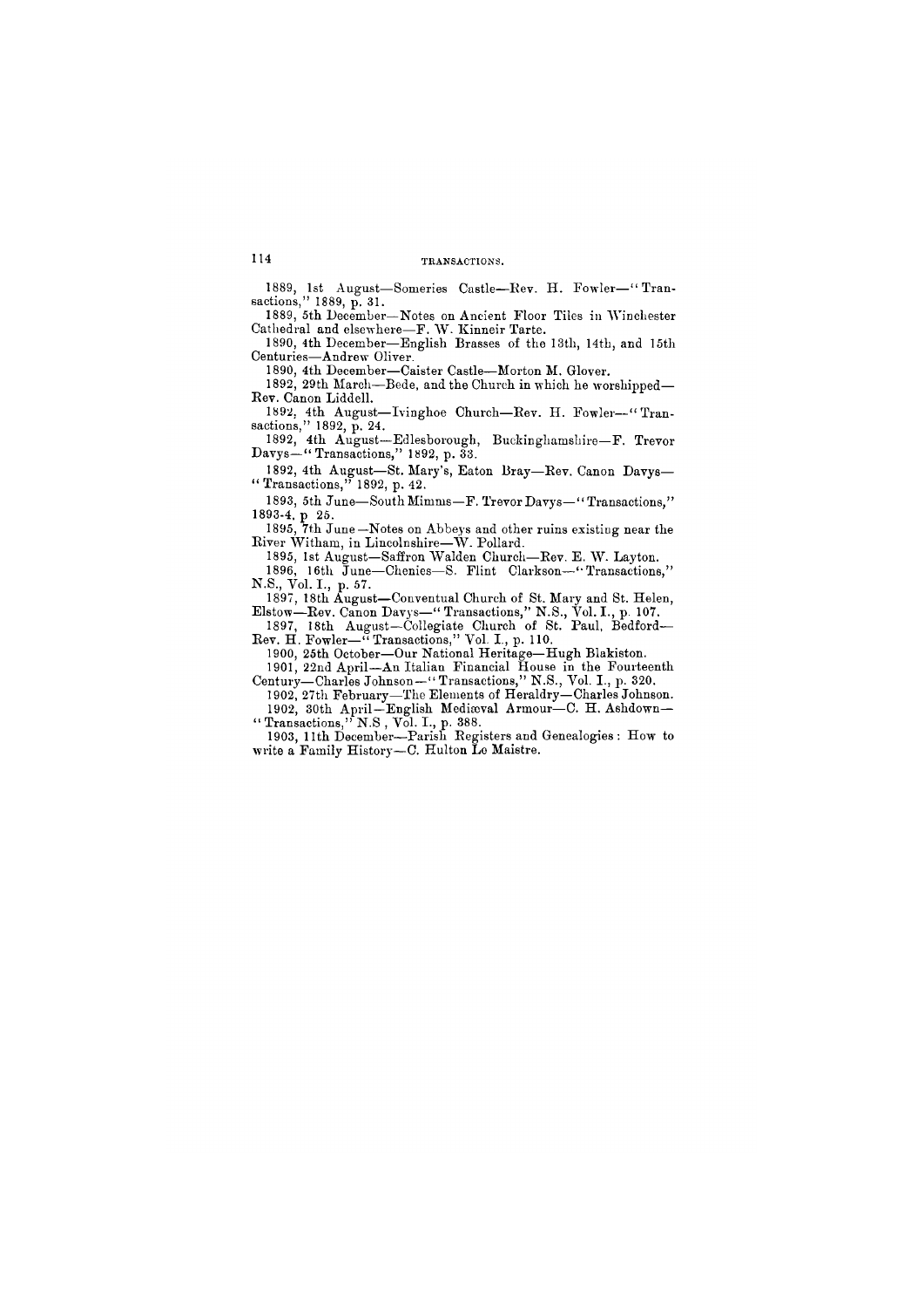1889, 1st August—Someries Castle—Rev. H. Fowler—"Transactions," 1889, p. 31.

1889, 5th December—Notes on Ancient Floor Tiles in Winchester Cathedral and elsewhere—F. W. Kinneir Tarte.

1890, 4th December—English Brasses of the 13th, 14th, and 15th Centuries—Andrew Oliver.

1890, 4th December—Caister Castle—Morton M. Glover.

1892, 29th March—Bede, and the Church in which he worshipped—Rev. Canon Liddell.

1892, 4th August—Ivinghoe Church—Rev. H. Fowler—"Transactions," 1892, p. 24.

1892, 4th August—Edlesborough, Buckinghamshire—F. Trevor Davys—"Transactions," 1892, p. 33.

1892, 4th August—St. Mary's, Eaton Bray—Rev. Canon Davys—"Transactions," 1892, p. 42.

1893, 5th June—South Mimms—F. Trevor Davys—"Transactions," 1893-4, p 25.

1895, 7th June—Notes on Abbeys and other ruins existing near the River Witham, in Lincolnshire—W. Pollard.

1895, 1st August—Saffron Walden Church—Rev. E. W. Layton.

1896, 16th June—Chenies—S. Flint Clarkson—"Transactions," N.S., Vol. I., p. 57.

1897, 18th August—Conventual Church of St. Mary and St. Helen, Elstow—Rev. Canon Davys—"Transactions," N.S., Vol. I., p. 107.

1897, 18th August—Collegiate Church of St. Paul, Bedford—Rev. H. Fowler—"Transactions," Vol. I., p. 110.

1900, 25th October—Our National Heritage—Hugh Blakiston.

1901, 22nd April—An Italian Financial House in the Fourteenth Century—Charles Johnson—"Transactions," N.S., Vol. I., p. 320.

1902, 27th February—The Elements of Heraldry—Charles Johnson.

1902, 30th April—English Mediæval Armour—C. H. Ashdown—"Transactions," N.S , Vol. I., p. 388.

1903, 11th December—Parish Registers and Genealogies: How to write a Family History—C. Hulton Le Maistre.